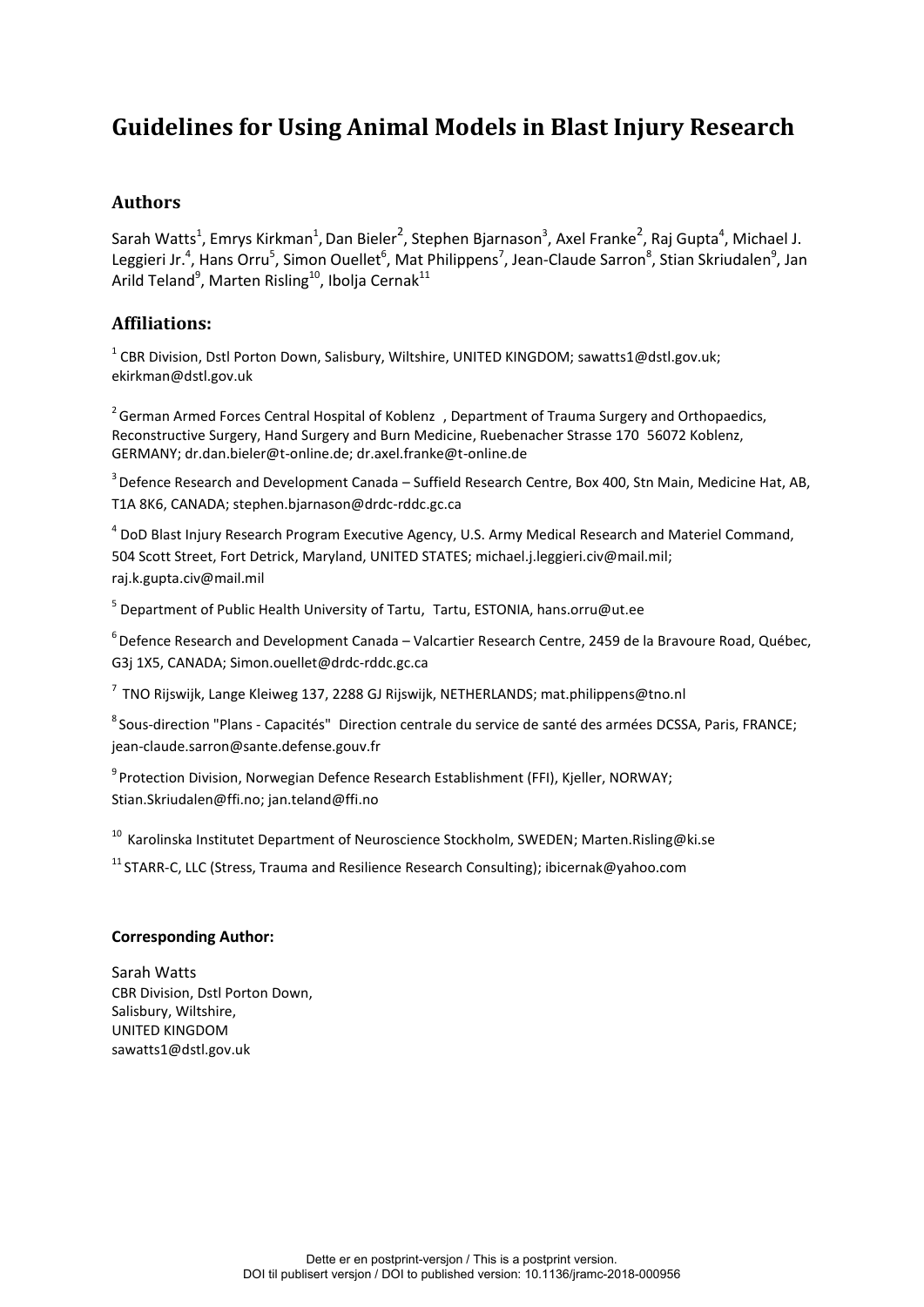# Guidelines for Using Animal Models in Blast Injury Research

## Authors

Sarah Watts[1], Emrys Kirkman[1], Dan Bieler[2], Stephen Bjarnason[3], Axel Franke[2], Raj Gupta[4], Michael J. Leggieri Jr.[4], Hans Orru[5], Simon Ouellet[6], Mat Philippens[7], Jean-Claude Sarron[8], Stian Skriudalen[9], Jan Arild Teland[9], Marten Risling[10], Ibolja Cernak[11]

## Affiliations:

[1] CBR Division, Dstl Porton Down, Salisbury, Wiltshire, UNITED KINGDOM; sawatts1@dstl.gov.uk; ekirkman@dstl.gov.uk

[2] German Armed Forces Central Hospital of Koblenz , Department of Trauma Surgery and Orthopaedics, Reconstructive Surgery, Hand Surgery and Burn Medicine, Ruebenacher Strasse 170 56072 Koblenz, GERMANY; dr.dan.bieler@t-online.de; dr.axel.franke@t-online.de

[3] Defence Research and Development Canada – Suffield Research Centre, Box 400, Stn Main, Medicine Hat, AB, T1A 8K6, CANADA; stephen.bjarnason@drdc-rddc.gc.ca

[4] DoD Blast Injury Research Program Executive Agency, U.S. Army Medical Research and Materiel Command, 504 Scott Street, Fort Detrick, Maryland, UNITED STATES; michael.j.leggieri.civ@mail.mil; raj.k.gupta.civ@mail.mil

[5] Department of Public Health University of Tartu, Tartu, ESTONIA, hans.orru@ut.ee

[6] Defence Research and Development Canada – Valcartier Research Centre, 2459 de la Bravoure Road, Québec, G3j 1X5, CANADA; Simon.ouellet@drdc-rddc.gc.ca

[7] TNO Rijswijk, Lange Kleiweg 137, 2288 GJ Rijswijk, NETHERLANDS; mat.philippens@tno.nl

[8] Sous-direction "Plans - Capacités" Direction centrale du service de santé des armées DCSSA, Paris, FRANCE; jean-claude.sarron@sante.defense.gouv.fr

[9] Protection Division, Norwegian Defence Research Establishment (FFI), Kjeller, NORWAY; Stian.Skriudalen@ffi.no; jan.teland@ffi.no

[10] Karolinska Institutet Department of Neuroscience Stockholm, SWEDEN; Marten.Risling@ki.se

[11] STARR-C, LLC (Stress, Trauma and Resilience Research Consulting); ibicernak@yahoo.com

**Corresponding Author:**

Sarah Watts
CBR Division, Dstl Porton Down,
Salisbury, Wiltshire,
UNITED KINGDOM
sawatts1@dstl.gov.uk

Dette er en postprint-versjon / This is a postprint version.
DOI til publisert versjon / DOI to published version: 10.1136/jramc-2018-000956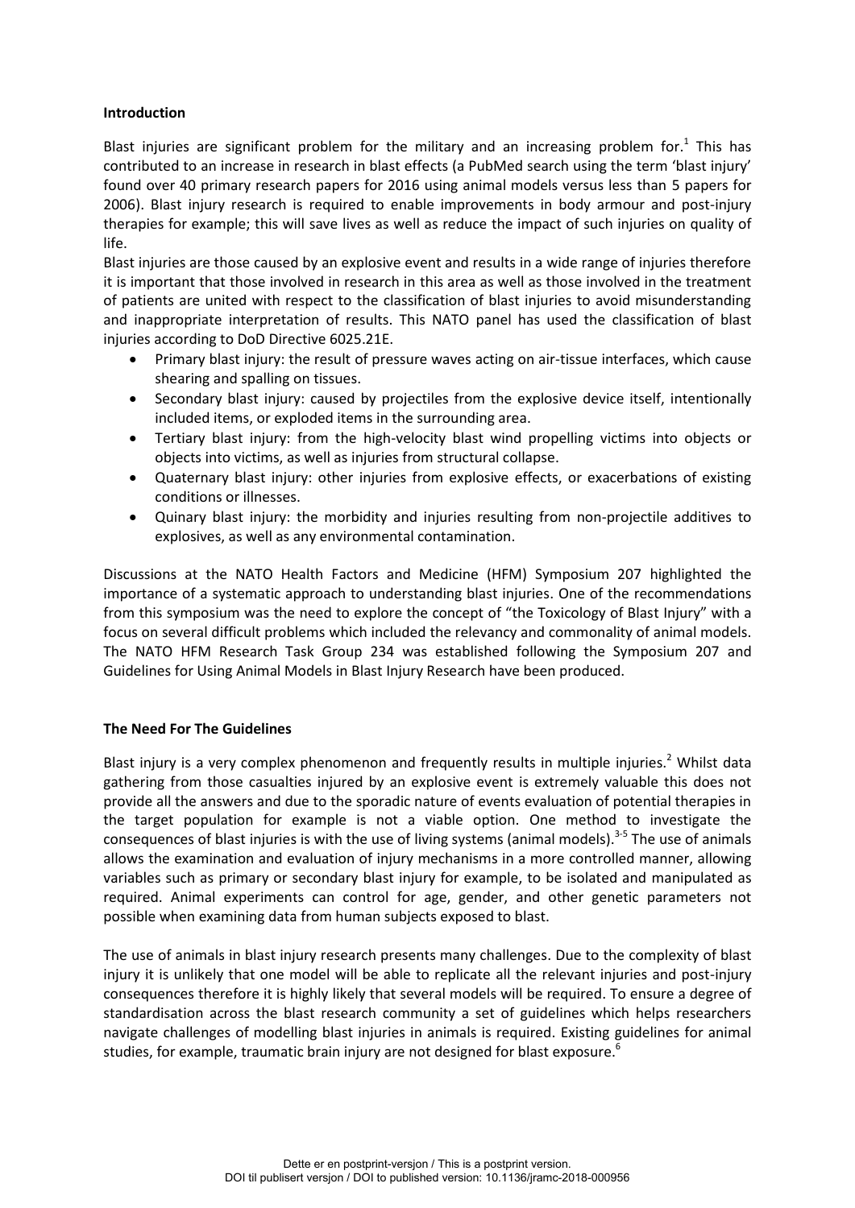**Introduction**

Blast injuries are significant problem for the military and an increasing problem for.[1] This has contributed to an increase in research in blast effects (a PubMed search using the term 'blast injury' found over 40 primary research papers for 2016 using animal models versus less than 5 papers for 2006). Blast injury research is required to enable improvements in body armour and post-injury therapies for example; this will save lives as well as reduce the impact of such injuries on quality of life.

Blast injuries are those caused by an explosive event and results in a wide range of injuries therefore it is important that those involved in research in this area as well as those involved in the treatment of patients are united with respect to the classification of blast injuries to avoid misunderstanding and inappropriate interpretation of results. This NATO panel has used the classification of blast injuries according to DoD Directive 6025.21E.

- Primary blast injury: the result of pressure waves acting on air-tissue interfaces, which cause shearing and spalling on tissues.
- Secondary blast injury: caused by projectiles from the explosive device itself, intentionally included items, or exploded items in the surrounding area.
- Tertiary blast injury: from the high-velocity blast wind propelling victims into objects or objects into victims, as well as injuries from structural collapse.
- Quaternary blast injury: other injuries from explosive effects, or exacerbations of existing conditions or illnesses.
- Quinary blast injury: the morbidity and injuries resulting from non-projectile additives to explosives, as well as any environmental contamination.

Discussions at the NATO Health Factors and Medicine (HFM) Symposium 207 highlighted the importance of a systematic approach to understanding blast injuries. One of the recommendations from this symposium was the need to explore the concept of "the Toxicology of Blast Injury" with a focus on several difficult problems which included the relevancy and commonality of animal models. The NATO HFM Research Task Group 234 was established following the Symposium 207 and Guidelines for Using Animal Models in Blast Injury Research have been produced.

**The Need For The Guidelines**

Blast injury is a very complex phenomenon and frequently results in multiple injuries.[2] Whilst data gathering from those casualties injured by an explosive event is extremely valuable this does not provide all the answers and due to the sporadic nature of events evaluation of potential therapies in the target population for example is not a viable option. One method to investigate the consequences of blast injuries is with the use of living systems (animal models).[3-5] The use of animals allows the examination and evaluation of injury mechanisms in a more controlled manner, allowing variables such as primary or secondary blast injury for example, to be isolated and manipulated as required. Animal experiments can control for age, gender, and other genetic parameters not possible when examining data from human subjects exposed to blast.

The use of animals in blast injury research presents many challenges. Due to the complexity of blast injury it is unlikely that one model will be able to replicate all the relevant injuries and post-injury consequences therefore it is highly likely that several models will be required. To ensure a degree of standardisation across the blast research community a set of guidelines which helps researchers navigate challenges of modelling blast injuries in animals is required. Existing guidelines for animal studies, for example, traumatic brain injury are not designed for blast exposure.[6]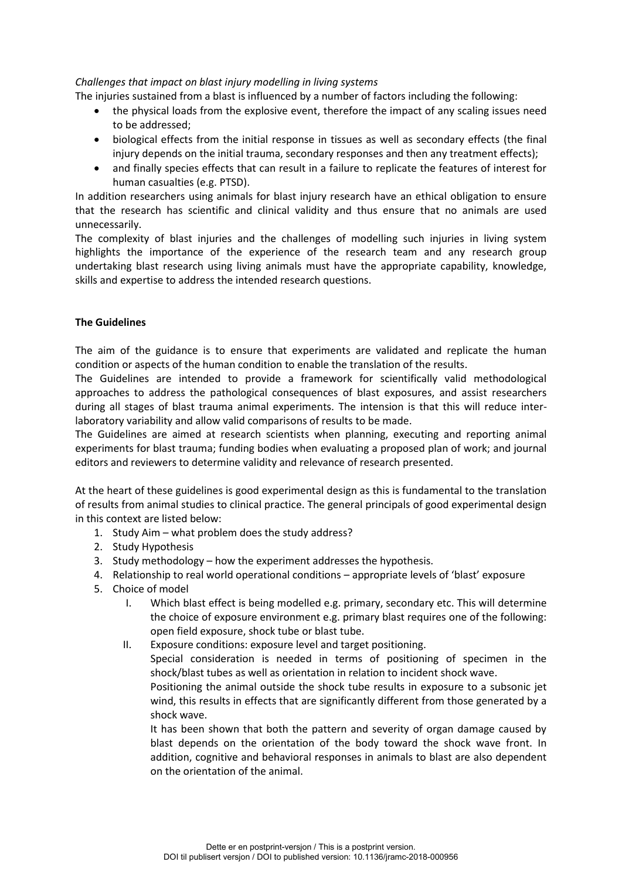*Challenges that impact on blast injury modelling in living systems*

The injuries sustained from a blast is influenced by a number of factors including the following:

- the physical loads from the explosive event, therefore the impact of any scaling issues need to be addressed;
- biological effects from the initial response in tissues as well as secondary effects (the final injury depends on the initial trauma, secondary responses and then any treatment effects);
- and finally species effects that can result in a failure to replicate the features of interest for human casualties (e.g. PTSD).

In addition researchers using animals for blast injury research have an ethical obligation to ensure that the research has scientific and clinical validity and thus ensure that no animals are used unnecessarily.

The complexity of blast injuries and the challenges of modelling such injuries in living system highlights the importance of the experience of the research team and any research group undertaking blast research using living animals must have the appropriate capability, knowledge, skills and expertise to address the intended research questions.

**The Guidelines**

The aim of the guidance is to ensure that experiments are validated and replicate the human condition or aspects of the human condition to enable the translation of the results.

The Guidelines are intended to provide a framework for scientifically valid methodological approaches to address the pathological consequences of blast exposures, and assist researchers during all stages of blast trauma animal experiments. The intension is that this will reduce inter-laboratory variability and allow valid comparisons of results to be made.

The Guidelines are aimed at research scientists when planning, executing and reporting animal experiments for blast trauma; funding bodies when evaluating a proposed plan of work; and journal editors and reviewers to determine validity and relevance of research presented.

At the heart of these guidelines is good experimental design as this is fundamental to the translation of results from animal studies to clinical practice. The general principals of good experimental design in this context are listed below:

1. Study Aim – what problem does the study address?
2. Study Hypothesis
3. Study methodology – how the experiment addresses the hypothesis.
4. Relationship to real world operational conditions – appropriate levels of 'blast' exposure
5. Choice of model
   I. Which blast effect is being modelled e.g. primary, secondary etc. This will determine the choice of exposure environment e.g. primary blast requires one of the following: open field exposure, shock tube or blast tube.
   
   II. Exposure conditions: exposure level and target positioning.
   
   Special consideration is needed in terms of positioning of specimen in the shock/blast tubes as well as orientation in relation to incident shock wave.
   
   Positioning the animal outside the shock tube results in exposure to a subsonic jet wind, this results in effects that are significantly different from those generated by a shock wave.
   
   It has been shown that both the pattern and severity of organ damage caused by blast depends on the orientation of the body toward the shock wave front. In addition, cognitive and behavioral responses in animals to blast are also dependent on the orientation of the animal.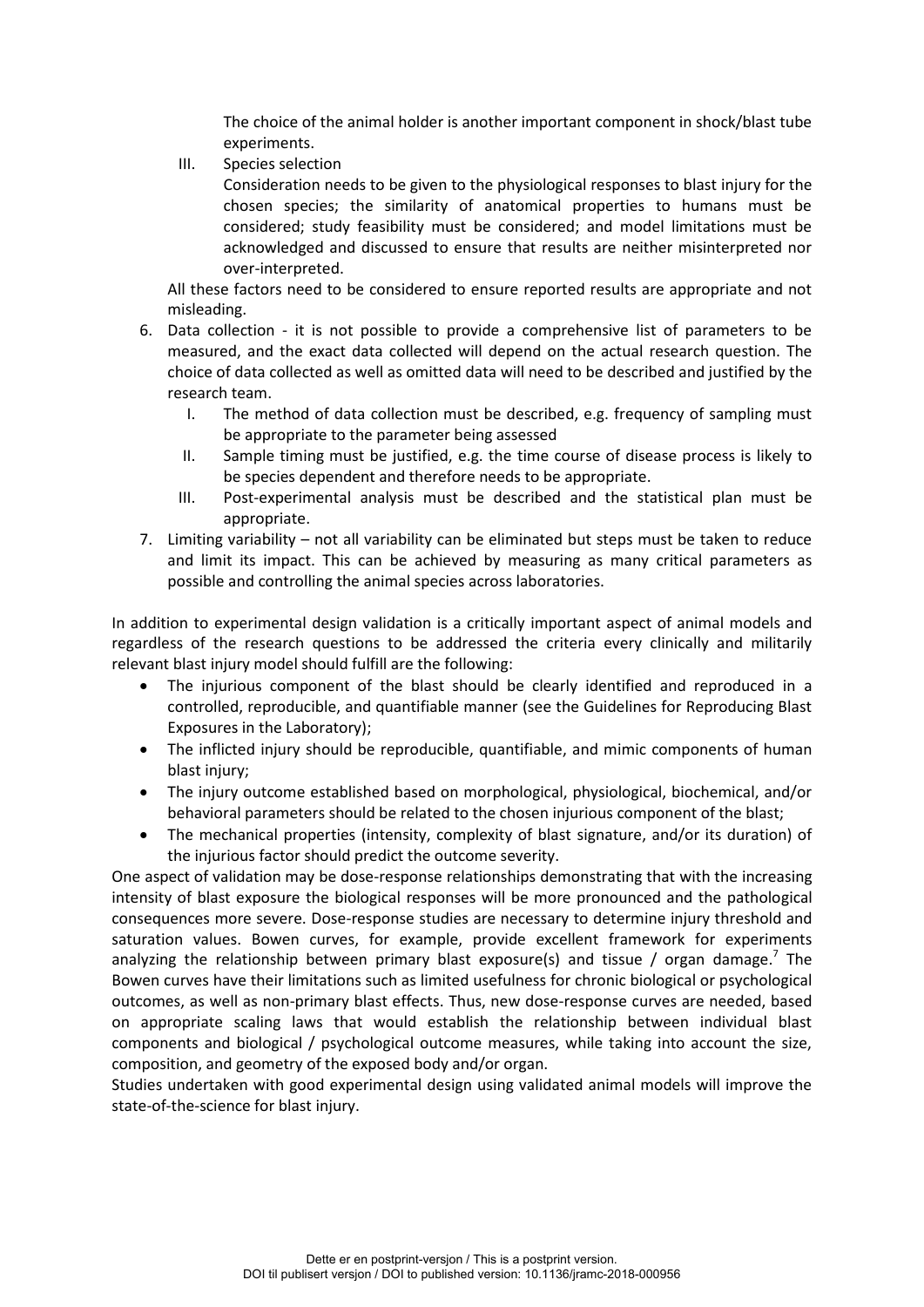The choice of the animal holder is another important component in shock/blast tube experiments.

III. Species selection

Consideration needs to be given to the physiological responses to blast injury for the chosen species; the similarity of anatomical properties to humans must be considered; study feasibility must be considered; and model limitations must be acknowledged and discussed to ensure that results are neither misinterpreted nor over-interpreted.

All these factors need to be considered to ensure reported results are appropriate and not misleading.

6. Data collection - it is not possible to provide a comprehensive list of parameters to be measured, and the exact data collected will depend on the actual research question. The choice of data collected as well as omitted data will need to be described and justified by the research team.
   I. The method of data collection must be described, e.g. frequency of sampling must be appropriate to the parameter being assessed
   II. Sample timing must be justified, e.g. the time course of disease process is likely to be species dependent and therefore needs to be appropriate.
   III. Post-experimental analysis must be described and the statistical plan must be appropriate.
7. Limiting variability – not all variability can be eliminated but steps must be taken to reduce and limit its impact. This can be achieved by measuring as many critical parameters as possible and controlling the animal species across laboratories.

In addition to experimental design validation is a critically important aspect of animal models and regardless of the research questions to be addressed the criteria every clinically and militarily relevant blast injury model should fulfill are the following:

- The injurious component of the blast should be clearly identified and reproduced in a controlled, reproducible, and quantifiable manner (see the Guidelines for Reproducing Blast Exposures in the Laboratory);
- The inflicted injury should be reproducible, quantifiable, and mimic components of human blast injury;
- The injury outcome established based on morphological, physiological, biochemical, and/or behavioral parameters should be related to the chosen injurious component of the blast;
- The mechanical properties (intensity, complexity of blast signature, and/or its duration) of the injurious factor should predict the outcome severity.

One aspect of validation may be dose-response relationships demonstrating that with the increasing intensity of blast exposure the biological responses will be more pronounced and the pathological consequences more severe. Dose-response studies are necessary to determine injury threshold and saturation values. Bowen curves, for example, provide excellent framework for experiments analyzing the relationship between primary blast exposure(s) and tissue / organ damage.[7] The Bowen curves have their limitations such as limited usefulness for chronic biological or psychological outcomes, as well as non-primary blast effects. Thus, new dose-response curves are needed, based on appropriate scaling laws that would establish the relationship between individual blast components and biological / psychological outcome measures, while taking into account the size, composition, and geometry of the exposed body and/or organ.

Studies undertaken with good experimental design using validated animal models will improve the state-of-the-science for blast injury.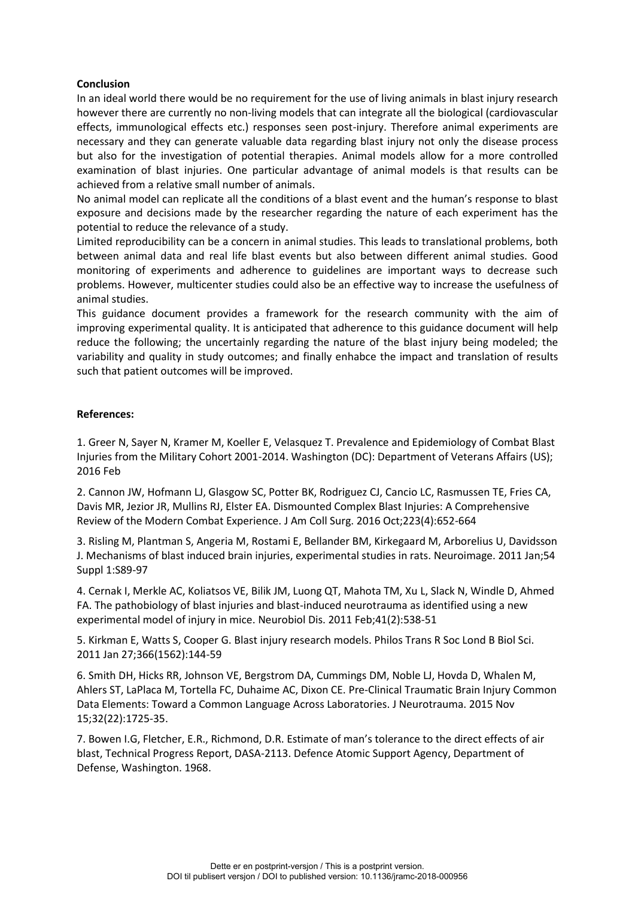**Conclusion**

In an ideal world there would be no requirement for the use of living animals in blast injury research however there are currently no non-living models that can integrate all the biological (cardiovascular effects, immunological effects etc.) responses seen post-injury. Therefore animal experiments are necessary and they can generate valuable data regarding blast injury not only the disease process but also for the investigation of potential therapies. Animal models allow for a more controlled examination of blast injuries. One particular advantage of animal models is that results can be achieved from a relative small number of animals.

No animal model can replicate all the conditions of a blast event and the human's response to blast exposure and decisions made by the researcher regarding the nature of each experiment has the potential to reduce the relevance of a study.

Limited reproducibility can be a concern in animal studies. This leads to translational problems, both between animal data and real life blast events but also between different animal studies. Good monitoring of experiments and adherence to guidelines are important ways to decrease such problems. However, multicenter studies could also be an effective way to increase the usefulness of animal studies.

This guidance document provides a framework for the research community with the aim of improving experimental quality. It is anticipated that adherence to this guidance document will help reduce the following; the uncertainly regarding the nature of the blast injury being modeled; the variability and quality in study outcomes; and finally enhabce the impact and translation of results such that patient outcomes will be improved.

**References:**

1. Greer N, Sayer N, Kramer M, Koeller E, Velasquez T. Prevalence and Epidemiology of Combat Blast Injuries from the Military Cohort 2001-2014. Washington (DC): Department of Veterans Affairs (US); 2016 Feb

2. Cannon JW, Hofmann LJ, Glasgow SC, Potter BK, Rodriguez CJ, Cancio LC, Rasmussen TE, Fries CA, Davis MR, Jezior JR, Mullins RJ, Elster EA. Dismounted Complex Blast Injuries: A Comprehensive Review of the Modern Combat Experience. J Am Coll Surg. 2016 Oct;223(4):652-664

3. Risling M, Plantman S, Angeria M, Rostami E, Bellander BM, Kirkegaard M, Arborelius U, Davidsson J. Mechanisms of blast induced brain injuries, experimental studies in rats. Neuroimage. 2011 Jan;54 Suppl 1:S89-97

4. Cernak I, Merkle AC, Koliatsos VE, Bilik JM, Luong QT, Mahota TM, Xu L, Slack N, Windle D, Ahmed FA. The pathobiology of blast injuries and blast-induced neurotrauma as identified using a new experimental model of injury in mice. Neurobiol Dis. 2011 Feb;41(2):538-51

5. Kirkman E, Watts S, Cooper G. Blast injury research models. Philos Trans R Soc Lond B Biol Sci. 2011 Jan 27;366(1562):144-59

6. Smith DH, Hicks RR, Johnson VE, Bergstrom DA, Cummings DM, Noble LJ, Hovda D, Whalen M, Ahlers ST, LaPlaca M, Tortella FC, Duhaime AC, Dixon CE. Pre-Clinical Traumatic Brain Injury Common Data Elements: Toward a Common Language Across Laboratories. J Neurotrauma. 2015 Nov 15;32(22):1725-35.

7. Bowen I.G, Fletcher, E.R., Richmond, D.R. Estimate of man's tolerance to the direct effects of air blast, Technical Progress Report, DASA-2113. Defence Atomic Support Agency, Department of Defense, Washington. 1968.